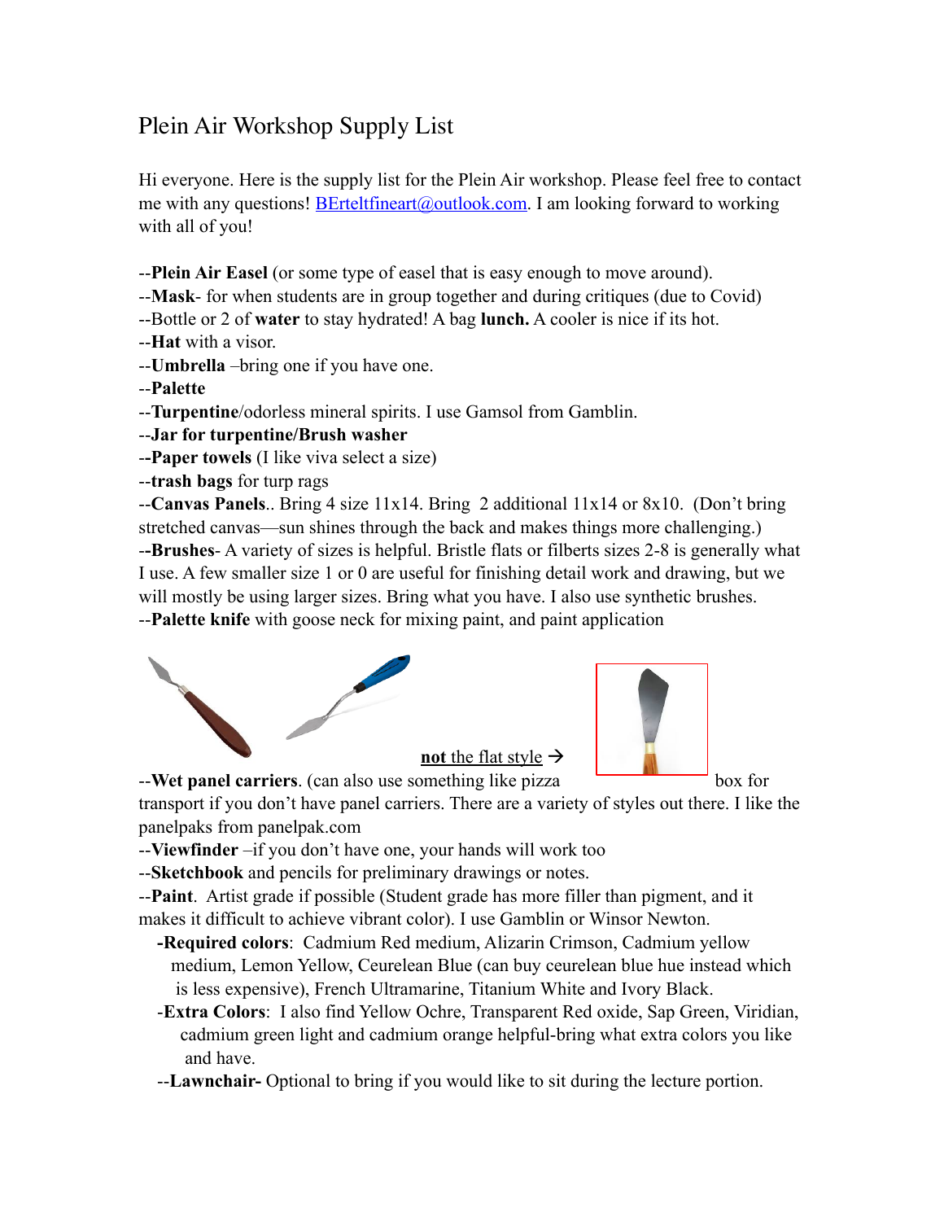# Plein Air Workshop Supply List

Hi everyone. Here is the supply list for the Plein Air workshop. Please feel free to contact me with any questions! BErteltfineart@outlook.com. I am looking forward to working with all of you!

--**Plein Air Easel** (or some type of easel that is easy enough to move around).
--**Mask**- for when students are in group together and during critiques (due to Covid)
--Bottle or 2 of **water** to stay hydrated! A bag **lunch.** A cooler is nice if its hot.
--**Hat** with a visor.
--**Umbrella** –bring one if you have one.
--**Palette**
--**Turpentine**/odorless mineral spirits. I use Gamsol from Gamblin.
**--Jar for turpentine/Brush washer**
**--Paper towels** (I like viva select a size)
--**trash bags** for turp rags
--**Canvas Panels**.. Bring 4 size 11x14. Bring 2 additional 11x14 or 8x10. (Don't bring stretched canvas—sun shines through the back and makes things more challenging.)
**--Brushes**- A variety of sizes is helpful. Bristle flats or filberts sizes 2-8 is generally what I use. A few smaller size 1 or 0 are useful for finishing detail work and drawing, but we will mostly be using larger sizes. Bring what you have. I also use synthetic brushes.
--**Palette knife** with goose neck for mixing paint, and paint application

**not** the flat style →

--**Wet panel carriers**. (can also use something like pizza box for transport if you don't have panel carriers. There are a variety of styles out there. I like the panelpaks from panelpak.com
--**Viewfinder** –if you don't have one, your hands will work too
--**Sketchbook** and pencils for preliminary drawings or notes.
--**Paint**. Artist grade if possible (Student grade has more filler than pigment, and it makes it difficult to achieve vibrant color). I use Gamblin or Winsor Newton.

- **-Required colors**: Cadmium Red medium, Alizarin Crimson, Cadmium yellow medium, Lemon Yellow, Ceurelean Blue (can buy ceurelean blue hue instead which is less expensive), French Ultramarine, Titanium White and Ivory Black.
- -**Extra Colors**: I also find Yellow Ochre, Transparent Red oxide, Sap Green, Viridian, cadmium green light and cadmium orange helpful-bring what extra colors you like and have.
- --**Lawnchair-** Optional to bring if you would like to sit during the lecture portion.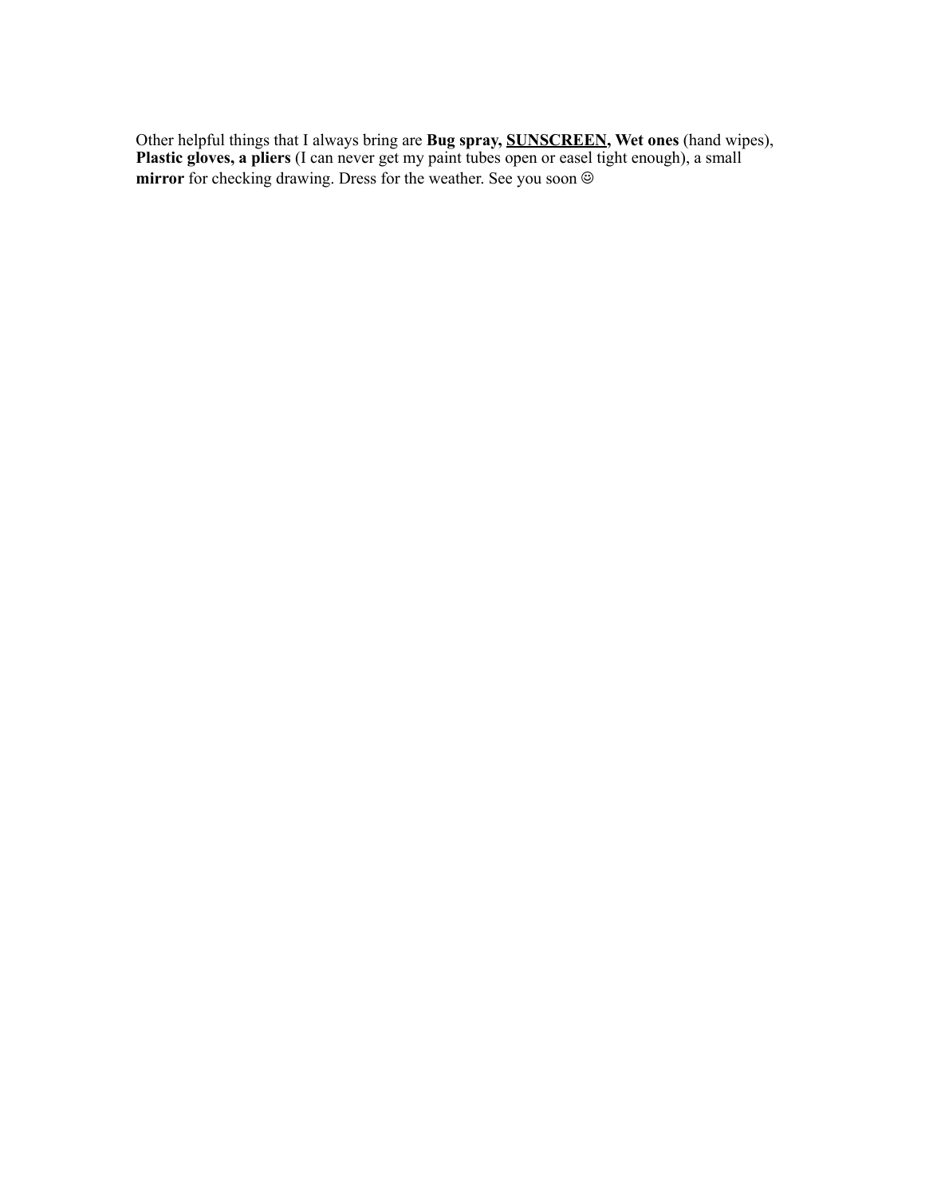Other helpful things that I always bring are **Bug spray, <u>SUNSCREEN</u>, Wet ones** (hand wipes), **Plastic gloves, a pliers** (I can never get my paint tubes open or easel tight enough), a small **mirror** for checking drawing. Dress for the weather. See you soon ☺